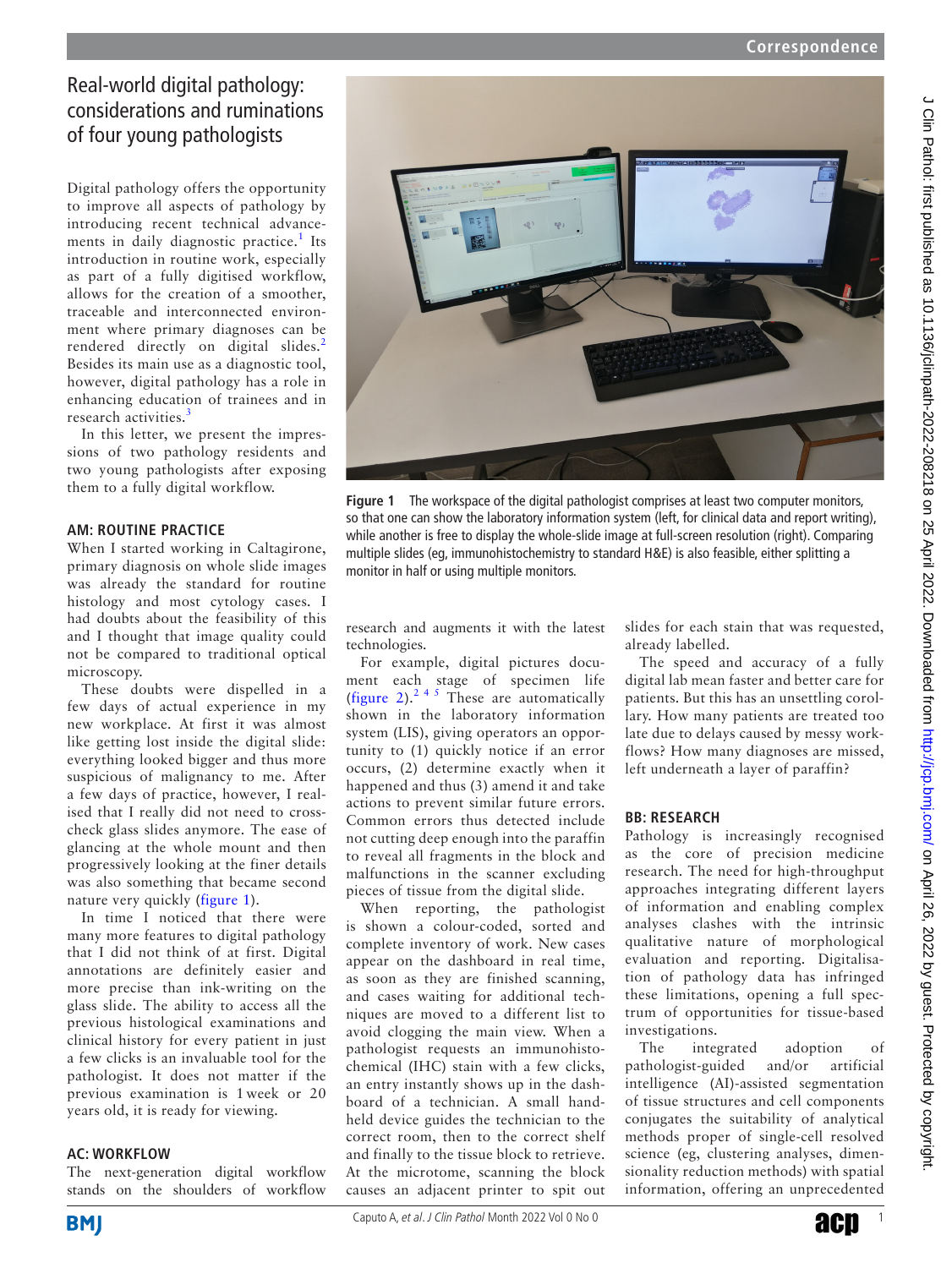Correspondence

# Real-world digital pathology: considerations and ruminations of four young pathologists

Digital pathology offers the opportunity to improve all aspects of pathology by introducing recent technical advancements in daily diagnostic practice.[1] Its introduction in routine work, especially as part of a fully digitised workflow, allows for the creation of a smoother, traceable and interconnected environment where primary diagnoses can be rendered directly on digital slides.[2] Besides its main use as a diagnostic tool, however, digital pathology has a role in enhancing education of trainees and in research activities.[3]

In this letter, we present the impressions of two pathology residents and two young pathologists after exposing them to a fully digital workflow.

## AM: ROUTINE PRACTICE

When I started working in Caltagirone, primary diagnosis on whole slide images was already the standard for routine histology and most cytology cases. I had doubts about the feasibility of this and I thought that image quality could not be compared to traditional optical microscopy.

These doubts were dispelled in a few days of actual experience in my new workplace. At first it was almost like getting lost inside the digital slide: everything looked bigger and thus more suspicious of malignancy to me. After a few days of practice, however, I realised that I really did not need to cross-check glass slides anymore. The ease of glancing at the whole mount and then progressively looking at the finer details was also something that became second nature very quickly (figure 1).

In time I noticed that there were many more features to digital pathology that I did not think of at first. Digital annotations are definitely easier and more precise than ink-writing on the glass slide. The ability to access all the previous histological examinations and clinical history for every patient in just a few clicks is an invaluable tool for the pathologist. It does not matter if the previous examination is 1 week or 20 years old, it is ready for viewing.

## AC: WORKFLOW

The next-generation digital workflow stands on the shoulders of workflow research and augments it with the latest technologies.

For example, digital pictures document each stage of specimen life (figure 2).[2 4 5] These are automatically shown in the laboratory information system (LIS), giving operators an opportunity to (1) quickly notice if an error occurs, (2) determine exactly when it happened and thus (3) amend it and take actions to prevent similar future errors. Common errors thus detected include not cutting deep enough into the paraffin to reveal all fragments in the block and malfunctions in the scanner excluding pieces of tissue from the digital slide.

When reporting, the pathologist is shown a colour-coded, sorted and complete inventory of work. New cases appear on the dashboard in real time, as soon as they are finished scanning, and cases waiting for additional techniques are moved to a different list to avoid clogging the main view. When a pathologist requests an immunohistochemical (IHC) stain with a few clicks, an entry instantly shows up in the dashboard of a technician. A small handheld device guides the technician to the correct room, then to the correct shelf and finally to the tissue block to retrieve. At the microtome, scanning the block causes an adjacent printer to spit out slides for each stain that was requested, already labelled.

The speed and accuracy of a fully digital lab mean faster and better care for patients. But this has an unsettling corollary. How many patients are treated too late due to delays caused by messy workflows? How many diagnoses are missed, left underneath a layer of paraffin?

## BB: RESEARCH

Pathology is increasingly recognised as the core of precision medicine research. The need for high-throughput approaches integrating different layers of information and enabling complex analyses clashes with the intrinsic qualitative nature of morphological evaluation and reporting. Digitalisation of pathology data has infringed these limitations, opening a full spectrum of opportunities for tissue-based investigations.

The integrated adoption of pathologist-guided and/or artificial intelligence (AI)-assisted segmentation of tissue structures and cell components conjugates the suitability of analytical methods proper of single-cell resolved science (eg, clustering analyses, dimensionality reduction methods) with spatial information, offering an unprecedented

**Figure 1** The workspace of the digital pathologist comprises at least two computer monitors, so that one can show the laboratory information system (left, for clinical data and report writing), while another is free to display the whole-slide image at full-screen resolution (right). Comparing multiple slides (eg, immunohistochemistry to standard H&E) is also feasible, either splitting a monitor in half or using multiple monitors.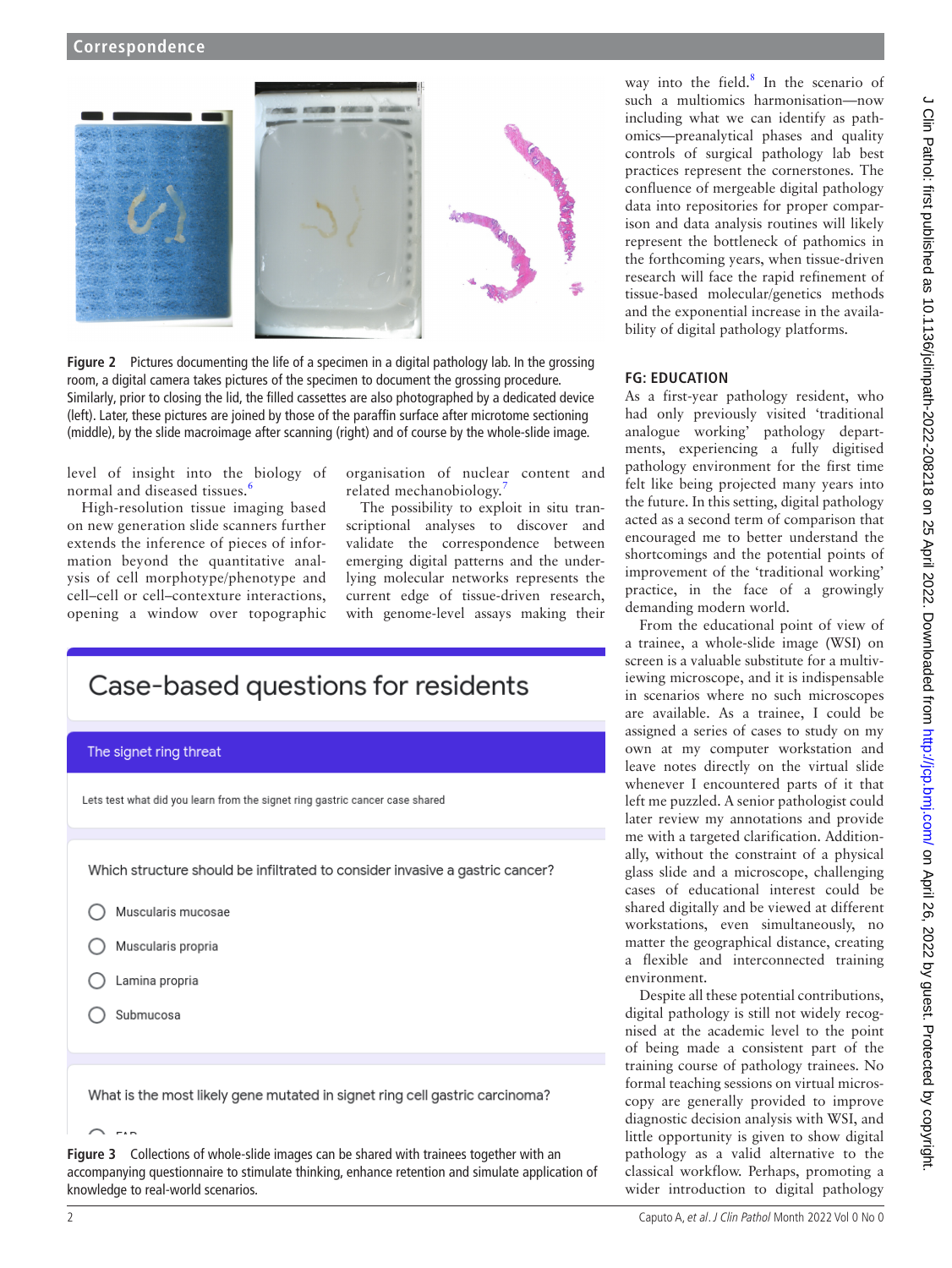Figure 2 Pictures documenting the life of a specimen in a digital pathology lab. In the grossing room, a digital camera takes pictures of the specimen to document the grossing procedure. Similarly, prior to closing the lid, the filled cassettes are also photographed by a dedicated device (left). Later, these pictures are joined by those of the paraffin surface after microtome sectioning (middle), by the slide macroimage after scanning (right) and of course by the whole-slide image.

level of insight into the biology of normal and diseased tissues.[6]

High-resolution tissue imaging based on new generation slide scanners further extends the inference of pieces of information beyond the quantitative analysis of cell morphotype/phenotype and cell–cell or cell–contexture interactions, opening a window over topographic organisation of nuclear content and related mechanobiology.[7]

The possibility to exploit in situ transcriptional analyses to discover and validate the correspondence between emerging digital patterns and the underlying molecular networks represents the current edge of tissue-driven research, with genome-level assays making their way into the field.[8] In the scenario of such a multiomics harmonisation—now including what we can identify as pathomics—preanalytical phases and quality controls of surgical pathology lab best practices represent the cornerstones. The confluence of mergeable digital pathology data into repositories for proper comparison and data analysis routines will likely represent the bottleneck of pathomics in the forthcoming years, when tissue-driven research will face the rapid refinement of tissue-based molecular/genetics methods and the exponential increase in the availability of digital pathology platforms.

Figure 3 Collections of whole-slide images can be shared with trainees together with an accompanying questionnaire to stimulate thinking, enhance retention and simulate application of knowledge to real-world scenarios.

## FG: EDUCATION

As a first-year pathology resident, who had only previously visited 'traditional analogue working' pathology departments, experiencing a fully digitised pathology environment for the first time felt like being projected many years into the future. In this setting, digital pathology acted as a second term of comparison that encouraged me to better understand the shortcomings and the potential points of improvement of the 'traditional working' practice, in the face of a growingly demanding modern world.

From the educational point of view of a trainee, a whole-slide image (WSI) on screen is a valuable substitute for a multiviewing microscope, and it is indispensable in scenarios where no such microscopes are available. As a trainee, I could be assigned a series of cases to study on my own at my computer workstation and leave notes directly on the virtual slide whenever I encountered parts of it that left me puzzled. A senior pathologist could later review my annotations and provide me with a targeted clarification. Additionally, without the constraint of a physical glass slide and a microscope, challenging cases of educational interest could be shared digitally and be viewed at different workstations, even simultaneously, no matter the geographical distance, creating a flexible and interconnected training environment.

Despite all these potential contributions, digital pathology is still not widely recognised at the academic level to the point of being made a consistent part of the training course of pathology trainees. No formal teaching sessions on virtual microscopy are generally provided to improve diagnostic decision analysis with WSI, and little opportunity is given to show digital pathology as a valid alternative to the classical workflow. Perhaps, promoting a wider introduction to digital pathology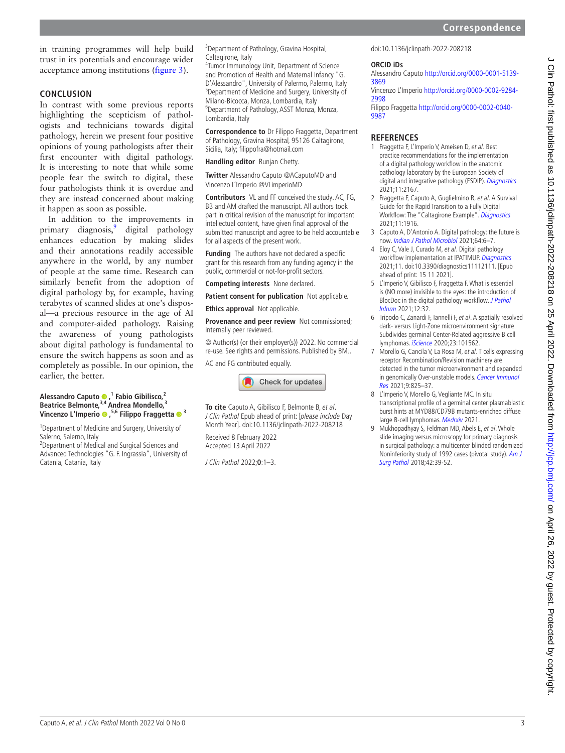in training programmes will help build trust in its potentials and encourage wider acceptance among institutions (figure 3).

## CONCLUSION

In contrast with some previous reports highlighting the scepticism of pathologists and technicians towards digital pathology, herein we present four positive opinions of young pathologists after their first encounter with digital pathology. It is interesting to note that while some people fear the switch to digital, these four pathologists think it is overdue and they are instead concerned about making it happen as soon as possible.

In addition to the improvements in primary diagnosis,[9] digital pathology enhances education by making slides and their annotations readily accessible anywhere in the world, by any number of people at the same time. Research can similarly benefit from the adoption of digital pathology by, for example, having terabytes of scanned slides at one's disposal—a precious resource in the age of AI and computer-aided pathology. Raising the awareness of young pathologists about digital pathology is fundamental to ensure the switch happens as soon and as completely as possible. In our opinion, the earlier, the better.

**Alessandro Caputo** ,[1] **Fabio Gibilisco**,[2] **Beatrice Belmonte**,[3,4] **Andrea Mondello**,[3] **Vincenzo L'Imperio** ,[5,6] **Filippo Fraggetta** [3]

[1]Department of Medicine and Surgery, University of Salerno, Salerno, Italy
[2]Department of Medical and Surgical Sciences and Advanced Technologies "G. F. Ingrassia", University of Catania, Catania, Italy
[3]Department of Pathology, Gravina Hospital, Caltagirone, Italy
[4]Tumor Immunology Unit, Department of Science and Promotion of Health and Maternal Infancy "G. D'Alessandro", University of Palermo, Palermo, Italy
[5]Department of Medicine and Surgery, University of Milano-Bicocca, Monza, Lombardia, Italy
[6]Department of Pathology, ASST Monza, Monza, Lombardia, Italy

**Correspondence to** Dr Filippo Fraggetta, Department of Pathology, Gravina Hospital, 95126 Caltagirone, Sicilia, Italy; filippofra@hotmail.com

**Handling editor** Runjan Chetty.

**Twitter** Alessandro Caputo @ACaputoMD and Vincenzo L'Imperio @VLimperioMD

**Contributors** VL and FF conceived the study. AC, FG, BB and AM drafted the manuscript. All authors took part in critical revision of the manuscript for important intellectual content, have given final approval of the submitted manuscript and agree to be held accountable for all aspects of the present work.

**Funding** The authors have not declared a specific grant for this research from any funding agency in the public, commercial or not-for-profit sectors.

**Competing interests** None declared.

**Patient consent for publication** Not applicable.

**Ethics approval** Not applicable.

**Provenance and peer review** Not commissioned; internally peer reviewed.

© Author(s) (or their employer(s)) 2022. No commercial re-use. See rights and permissions. Published by BMJ.

AC and FG contributed equally.

**To cite** Caputo A, Gibilisco F, Belmonte B, *et al*. *J Clin Pathol* Epub ahead of print: [*please include* Day Month Year]. doi:10.1136/jclinpath-2022-208218

Received 8 February 2022
Accepted 13 April 2022

*J Clin Pathol* 2022;**0**:1–3.

doi:10.1136/jclinpath-2022-208218

### ORCID iDs

Alessandro Caputo http://orcid.org/0000-0001-5139-3869
Vincenzo L'Imperio http://orcid.org/0000-0002-9284-2998
Filippo Fraggetta http://orcid.org/0000-0002-0040-9987

## REFERENCES

1. Fraggetta F, L'Imperio V, Ameisen D, *et al*. Best practice recommendations for the implementation of a digital pathology workflow in the anatomic pathology laboratory by the European Society of digital and integrative pathology (ESDIP). *Diagnostics* 2021;11:2167.
2. Fraggetta F, Caputo A, Guglielmino R, *et al*. A Survival Guide for the Rapid Transition to a Fully Digital Workflow: The "Caltagirone Example". *Diagnostics* 2021;11:1916.
3. Caputo A, D'Antonio A. Digital pathology: the future is now. *Indian J Pathol Microbiol* 2021;64:6–7.
4. Eloy C, Vale J, Curado M, *et al*. Digital pathology workflow implementation at IPATIMUP. *Diagnostics* 2021;11. doi:10.3390/diagnostics11112111. [Epub ahead of print: 15 11 2021].
5. L'Imperio V, Gibilisco F, Fraggetta F. What is essential is (NO more) invisible to the eyes: the introduction of BlocDoc in the digital pathology workflow. *J Pathol Inform* 2021;12:32.
6. Tripodo C, Zanardi F, Iannelli F, *et al*. A spatially resolved dark- versus Light-Zone microenvironment signature Subdivides germinal Center-Related aggressive B cell lymphomas. *iScience* 2020;23:101562.
7. Morello G, Cancila V, La Rosa M, *et al*. T cells expressing receptor Recombination/Revision machinery are detected in the tumor microenvironment and expanded in genomically Over-unstable models. *Cancer Immunol Res* 2021;9:825–37.
8. L'Imperio V, Morello G, Vegliante MC. In situ transcriptional profile of a germinal center plasmablastic burst hints at MYD88/CD79B mutants-enriched diffuse large B-cell lymphomas. *Medrxiv* 2021.
9. Mukhopadhyay S, Feldman MD, Abels E, *et al*. Whole slide imaging versus microscopy for primary diagnosis in surgical pathology: a multicenter blinded randomized Noninferiority study of 1992 cases (pivotal study). *Am J Surg Pathol* 2018;42:39-52.